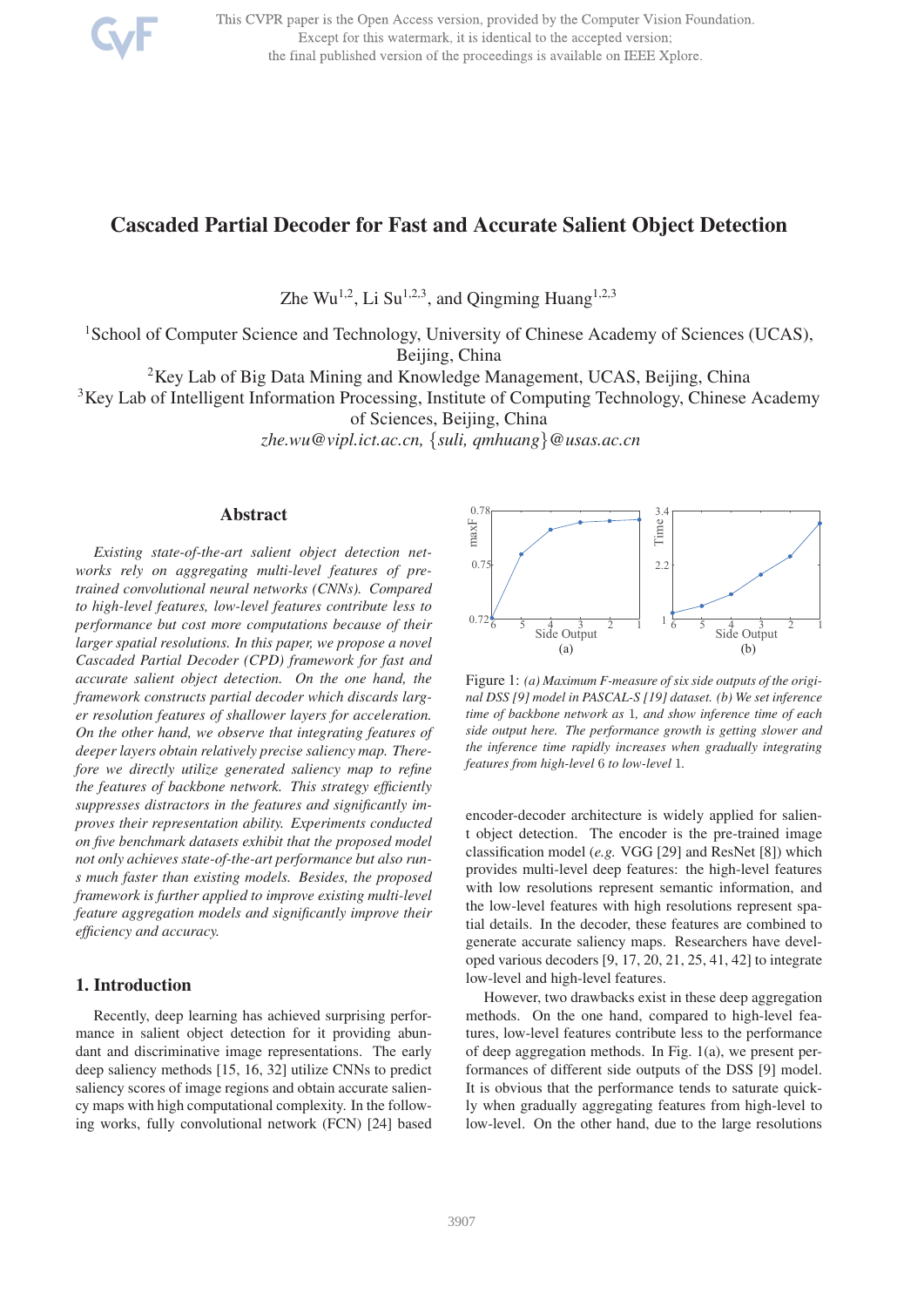# Cascaded Partial Decoder for Fast and Accurate Salient Object Detection

Zhe Wu[1,2], Li Su[1,2,3], and Qingming Huang[1,2,3]

[1]School of Computer Science and Technology, University of Chinese Academy of Sciences (UCAS), Beijing, China

[2]Key Lab of Big Data Mining and Knowledge Management, UCAS, Beijing, China

[3]Key Lab of Intelligent Information Processing, Institute of Computing Technology, Chinese Academy of Sciences, Beijing, China

*zhe.wu@vipl.ict.ac.cn, {suli, qmhuang}@usas.ac.cn*

## Abstract

*Existing state-of-the-art salient object detection networks rely on aggregating multi-level features of pre-trained convolutional neural networks (CNNs). Compared to high-level features, low-level features contribute less to performance but cost more computations because of their larger spatial resolutions. In this paper, we propose a novel Cascaded Partial Decoder (CPD) framework for fast and accurate salient object detection. On the one hand, the framework constructs partial decoder which discards larger resolution features of shallower layers for acceleration. On the other hand, we observe that integrating features of deeper layers obtain relatively precise saliency map. Therefore we directly utilize generated saliency map to refine the features of backbone network. This strategy efficiently suppresses distractors in the features and significantly improves their representation ability. Experiments conducted on five benchmark datasets exhibit that the proposed model not only achieves state-of-the-art performance but also runs much faster than existing models. Besides, the proposed framework is further applied to improve existing multi-level feature aggregation models and significantly improve their efficiency and accuracy.*

## 1. Introduction

Recently, deep learning has achieved surprising performance in salient object detection for it providing abundant and discriminative image representations. The early deep saliency methods [15, 16, 32] utilize CNNs to predict saliency scores of image regions and obtain accurate saliency maps with high computational complexity. In the following works, fully convolutional network (FCN) [24] based encoder-decoder architecture is widely applied for salient object detection. The encoder is the pre-trained image classification model (*e.g.* VGG [29] and ResNet [8]) which provides multi-level deep features: the high-level features with low resolutions represent semantic information, and the low-level features with high resolutions represent spatial details. In the decoder, these features are combined to generate accurate saliency maps. Researchers have developed various decoders [9, 17, 20, 21, 25, 41, 42] to integrate low-level and high-level features.

Figure 1: *(a) Maximum F-measure of six side outputs of the original DSS [9] model in PASCAL-S [19] dataset. (b) We set inference time of backbone network as* 1*, and show inference time of each side output here. The performance growth is getting slower and the inference time rapidly increases when gradually integrating features from high-level* 6 *to low-level* 1*.*

However, two drawbacks exist in these deep aggregation methods. On the one hand, compared to high-level features, low-level features contribute less to the performance of deep aggregation methods. In Fig. 1(a), we present performances of different side outputs of the DSS [9] model. It is obvious that the performance tends to saturate quickly when gradually aggregating features from high-level to low-level. On the other hand, due to the large resolutions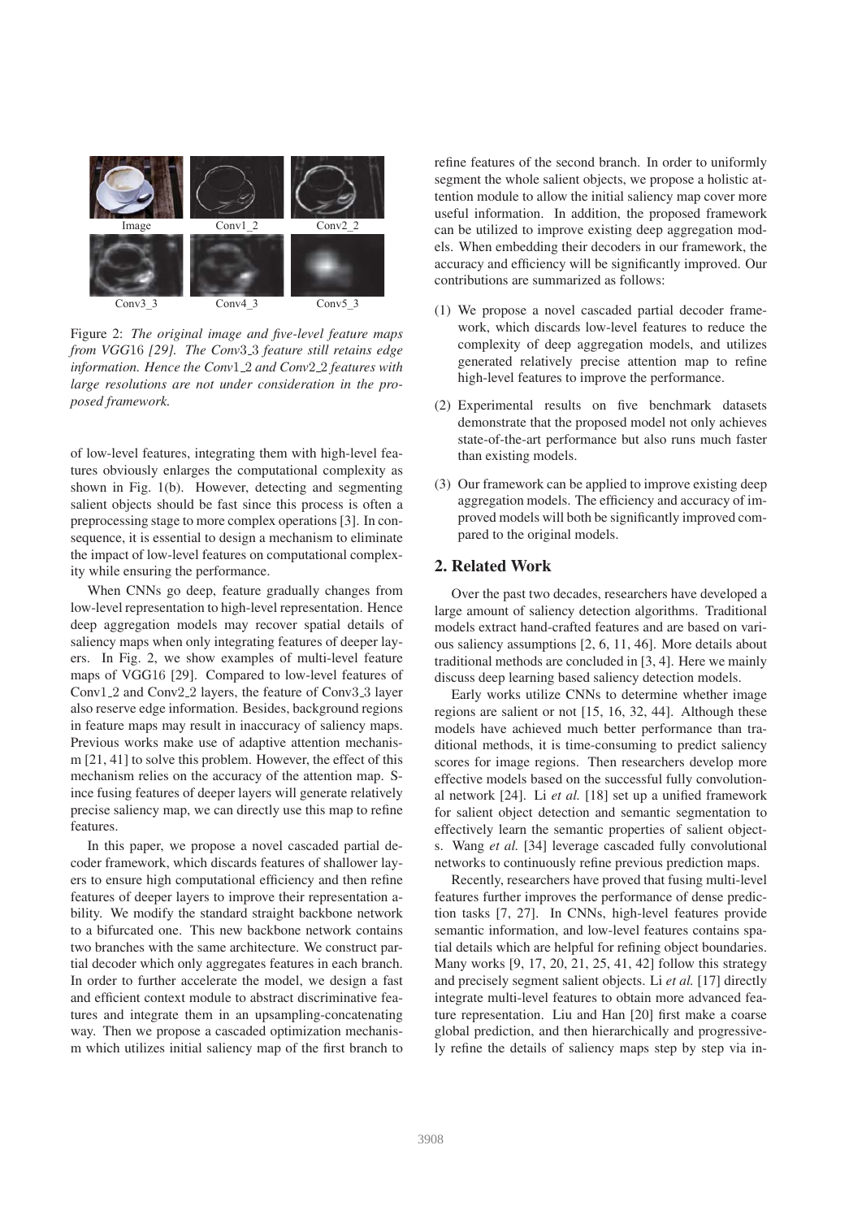Image Conv1_2 Conv2_2

Conv3_3 Conv4_3 Conv5_3

Figure 2: *The original image and five-level feature maps from VGG16 [29]. The Conv3_3 feature still retains edge information. Hence the Conv1_2 and Conv2_2 features with large resolutions are not under consideration in the proposed framework.*

of low-level features, integrating them with high-level features obviously enlarges the computational complexity as shown in Fig. 1(b). However, detecting and segmenting salient objects should be fast since this process is often a preprocessing stage to more complex operations [3]. In consequence, it is essential to design a mechanism to eliminate the impact of low-level features on computational complexity while ensuring the performance.

When CNNs go deep, feature gradually changes from low-level representation to high-level representation. Hence deep aggregation models may recover spatial details of saliency maps when only integrating features of deeper layers. In Fig. 2, we show examples of multi-level feature maps of VGG16 [29]. Compared to low-level features of Conv1_2 and Conv2_2 layers, the feature of Conv3_3 layer also reserve edge information. Besides, background regions in feature maps may result in inaccuracy of saliency maps. Previous works make use of adaptive attention mechanism [21, 41] to solve this problem. However, the effect of this mechanism relies on the accuracy of the attention map. Since fusing features of deeper layers will generate relatively precise saliency map, we can directly use this map to refine features.

In this paper, we propose a novel cascaded partial decoder framework, which discards features of shallower layers to ensure high computational efficiency and then refine features of deeper layers to improve their representation ability. We modify the standard straight backbone network to a bifurcated one. This new backbone network contains two branches with the same architecture. We construct partial decoder which only aggregates features in each branch. In order to further accelerate the model, we design a fast and efficient context module to abstract discriminative features and integrate them in an upsampling-concatenating way. Then we propose a cascaded optimization mechanism which utilizes initial saliency map of the first branch to refine features of the second branch. In order to uniformly segment the whole salient objects, we propose a holistic attention module to allow the initial saliency map cover more useful information. In addition, the proposed framework can be utilized to improve existing deep aggregation models. When embedding their decoders in our framework, the accuracy and efficiency will be significantly improved. Our contributions are summarized as follows:

(1) We propose a novel cascaded partial decoder framework, which discards low-level features to reduce the complexity of deep aggregation models, and utilizes generated relatively precise attention map to refine high-level features to improve the performance.

(2) Experimental results on five benchmark datasets demonstrate that the proposed model not only achieves state-of-the-art performance but also runs much faster than existing models.

(3) Our framework can be applied to improve existing deep aggregation models. The efficiency and accuracy of improved models will both be significantly improved compared to the original models.

## 2. Related Work

Over the past two decades, researchers have developed a large amount of saliency detection algorithms. Traditional models extract hand-crafted features and are based on various saliency assumptions [2, 6, 11, 46]. More details about traditional methods are concluded in [3, 4]. Here we mainly discuss deep learning based saliency detection models.

Early works utilize CNNs to determine whether image regions are salient or not [15, 16, 32, 44]. Although these models have achieved much better performance than traditional methods, it is time-consuming to predict saliency scores for image regions. Then researchers develop more effective models based on the successful fully convolutional network [24]. Li *et al.* [18] set up a unified framework for salient object detection and semantic segmentation to effectively learn the semantic properties of salient objects. Wang *et al.* [34] leverage cascaded fully convolutional networks to continuously refine previous prediction maps.

Recently, researchers have proved that fusing multi-level features further improves the performance of dense prediction tasks [7, 27]. In CNNs, high-level features provide semantic information, and low-level features contains spatial details which are helpful for refining object boundaries. Many works [9, 17, 20, 21, 25, 41, 42] follow this strategy and precisely segment salient objects. Li *et al.* [17] directly integrate multi-level features to obtain more advanced feature representation. Liu and Han [20] first make a coarse global prediction, and then hierarchically and progressively refine the details of saliency maps step by step via in-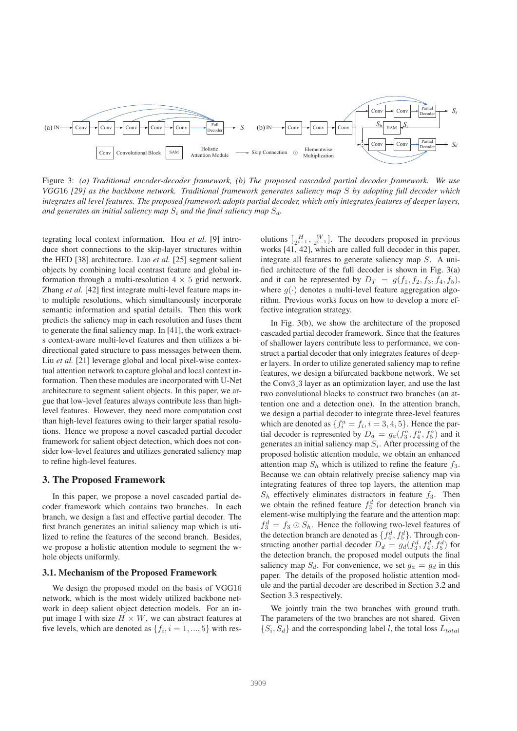Figure 3: *(a) Traditional encoder-decoder framework, (b) The proposed cascaded partial decoder framework. We use VGG16 [29] as the backbone network. Traditional framework generates saliency map $S$ by adopting full decoder which integrates all level features. The proposed framework adopts partial decoder, which only integrates features of deeper layers, and generates an initial saliency map $S_i$ and the final saliency map $S_d$.*

tegrating local context information. Hou *et al.* [9] introduce short connections to the skip-layer structures within the HED [38] architecture. Luo *et al.* [25] segment salient objects by combining local contrast feature and global information through a multi-resolution $4 \times 5$ grid network. Zhang *et al.* [42] first integrate multi-level feature maps into multiple resolutions, which simultaneously incorporate semantic information and spatial details. Then this work predicts the saliency map in each resolution and fuses them to generate the final saliency map. In [41], the work extracts context-aware multi-level features and then utilizes a bi-directional gated structure to pass messages between them. Liu *et al.* [21] leverage global and local pixel-wise contextual attention network to capture global and local context information. Then these modules are incorporated with U-Net architecture to segment salient objects. In this paper, we argue that low-level features always contribute less than high-level features. However, they need more computation cost than high-level features owing to their larger spatial resolutions. Hence we propose a novel cascaded partial decoder framework for salient object detection, which does not consider low-level features and utilizes generated saliency map to refine high-level features.

## 3. The Proposed Framework

In this paper, we propose a novel cascaded partial decoder framework which contains two branches. In each branch, we design a fast and effective partial decoder. The first branch generates an initial saliency map which is utilized to refine the features of the second branch. Besides, we propose a holistic attention module to segment the whole objects uniformly.

### 3.1. Mechanism of the Proposed Framework

We design the proposed model on the basis of VGG16 network, which is the most widely utilized backbone network in deep salient object detection models. For an input image I with size $H \times W$, we can abstract features at five levels, which are denoted as $\{f_i, i = 1, ..., 5\}$ with resolutions $[\frac{H}{2^{i-1}}, \frac{W}{2^{i-1}}]$. The decoders proposed in previous works [41, 42], which are called full decoder in this paper, integrate all features to generate saliency map $S$. A unified architecture of the full decoder is shown in Fig. 3(a) and it can be represented by $D_T = g(f_1, f_2, f_3, f_4, f_5)$, where $g(\cdot)$ denotes a multi-level feature aggregation algorithm. Previous works focus on how to develop a more effective integration strategy.

In Fig. 3(b), we show the architecture of the proposed cascaded partial decoder framework. Since that the features of shallower layers contribute less to performance, we construct a partial decoder that only integrates features of deeper layers. In order to utilize generated saliency map to refine features, we design a bifurcated backbone network. We set the Conv3_3 layer as an optimization layer, and use the last two convolutional blocks to construct two branches (an attention one and a detection one). In the attention branch, we design a partial decoder to integrate three-level features which are denoted as $\{f_i^a = f_i, i = 3, 4, 5\}$. Hence the partial decoder is represented by $D_a = g_a(f_3^a, f_4^a, f_5^a)$ and it generates an initial saliency map $S_i$. After processing of the proposed holistic attention module, we obtain an enhanced attention map $S_h$ which is utilized to refine the feature $f_3$. Because we can obtain relatively precise saliency map via integrating features of three top layers, the attention map $S_h$ effectively eliminates distractors in feature $f_3$. Then we obtain the refined feature $f_3^d$ for detection branch via element-wise multiplying the feature and the attention map: $f_3^d = f_3 \odot S_h$. Hence the following two-level features of the detection branch are denoted as $\{f_4^d, f_5^d\}$. Through constructing another partial decoder $D_d = g_d(f_3^d, f_4^d, f_5^d)$ for the detection branch, the proposed model outputs the final saliency map $S_d$. For convenience, we set $g_a = g_d$ in this paper. The details of the proposed holistic attention module and the partial decoder are described in Section 3.2 and Section 3.3 respectively.

We jointly train the two branches with ground truth. The parameters of the two branches are not shared. Given $\{S_i, S_d\}$ and the corresponding label $l$, the total loss $L_{total}$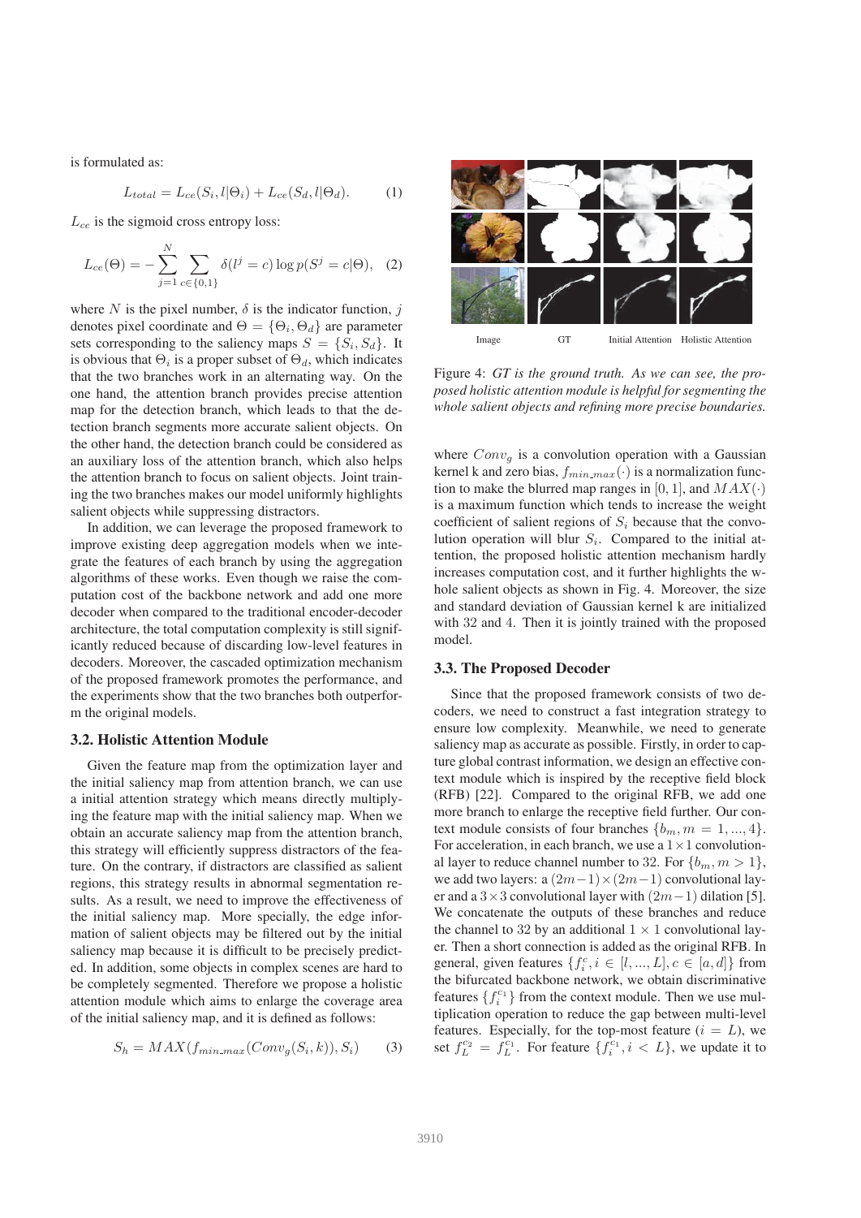is formulated as:

$$L_{total} = L_{ce}(S_i, l|\Theta_i) + L_{ce}(S_d, l|\Theta_d). \quad (1)$$

$L_{ce}$ is the sigmoid cross entropy loss:

$$L_{ce}(\Theta) = -\sum_{j=1}^{N} \sum_{c \in \{0,1\}} \delta(l^j = c) \log p(S^j = c|\Theta), \quad (2)$$

where $N$ is the pixel number, $\delta$ is the indicator function, $j$ denotes pixel coordinate and $\Theta = \{\Theta_i, \Theta_d\}$ are parameter sets corresponding to the saliency maps $S = \{S_i, S_d\}$. It is obvious that $\Theta_i$ is a proper subset of $\Theta_d$, which indicates that the two branches work in an alternating way. On the one hand, the attention branch provides precise attention map for the detection branch, which leads to that the detection branch segments more accurate salient objects. On the other hand, the detection branch could be considered as an auxiliary loss of the attention branch, which also helps the attention branch to focus on salient objects. Joint training the two branches makes our model uniformly highlights salient objects while suppressing distractors.

In addition, we can leverage the proposed framework to improve existing deep aggregation models when we integrate the features of each branch by using the aggregation algorithms of these works. Even though we raise the computation cost of the backbone network and add one more decoder when compared to the traditional encoder-decoder architecture, the total computation complexity is still significantly reduced because of discarding low-level features in decoders. Moreover, the cascaded optimization mechanism of the proposed framework promotes the performance, and the experiments show that the two branches both outperform the original models.

### 3.2. Holistic Attention Module

Given the feature map from the optimization layer and the initial saliency map from attention branch, we can use a initial attention strategy which means directly multiplying the feature map with the initial saliency map. When we obtain an accurate saliency map from the attention branch, this strategy will efficiently suppress distractors of the feature. On the contrary, if distractors are classified as salient regions, this strategy results in abnormal segmentation results. As a result, we need to improve the effectiveness of the initial saliency map. More specially, the edge information of salient objects may be filtered out by the initial saliency map because it is difficult to be precisely predicted. In addition, some objects in complex scenes are hard to be completely segmented. Therefore we propose a holistic attention module which aims to enlarge the coverage area of the initial saliency map, and it is defined as follows:

$$S_h = MAX(f_{min\_max}(Conv_g(S_i, k)), S_i) \quad (3)$$

Image GT Initial Attention Holistic Attention

Figure 4: *GT is the ground truth. As we can see, the proposed holistic attention module is helpful for segmenting the whole salient objects and refining more precise boundaries.*

where $Conv_g$ is a convolution operation with a Gaussian kernel k and zero bias, $f_{min\_max}(\cdot)$ is a normalization function to make the blurred map ranges in $[0, 1]$, and $MAX(\cdot)$ is a maximum function which tends to increase the weight coefficient of salient regions of $S_i$ because that the convolution operation will blur $S_i$. Compared to the initial attention, the proposed holistic attention mechanism hardly increases computation cost, and it further highlights the whole salient objects as shown in Fig. 4. Moreover, the size and standard deviation of Gaussian kernel k are initialized with 32 and 4. Then it is jointly trained with the proposed model.

### 3.3. The Proposed Decoder

Since that the proposed framework consists of two decoders, we need to construct a fast integration strategy to ensure low complexity. Meanwhile, we need to generate saliency map as accurate as possible. Firstly, in order to capture global contrast information, we design an effective context module which is inspired by the receptive field block (RFB) [22]. Compared to the original RFB, we add one more branch to enlarge the receptive field further. Our context module consists of four branches $\{b_m, m = 1, ..., 4\}$. For acceleration, in each branch, we use a $1\times1$ convolutional layer to reduce channel number to 32. For $\{b_m, m > 1\}$, we add two layers: a $(2m-1)\times(2m-1)$ convolutional layer and a $3\times3$ convolutional layer with $(2m-1)$ dilation [5]. We concatenate the outputs of these branches and reduce the channel to 32 by an additional $1 \times 1$ convolutional layer. Then a short connection is added as the original RFB. In general, given features $\{f_i^c, i \in [l, ..., L], c \in [a, d]\}$ from the bifurcated backbone network, we obtain discriminative features $\{f_i^{c_1}\}$ from the context module. Then we use multiplication operation to reduce the gap between multi-level features. Especially, for the top-most feature $(i = L)$, we set $f_L^{c_2} = f_L^{c_1}$. For feature $\{f_i^{c_1}, i < L\}$, we update it to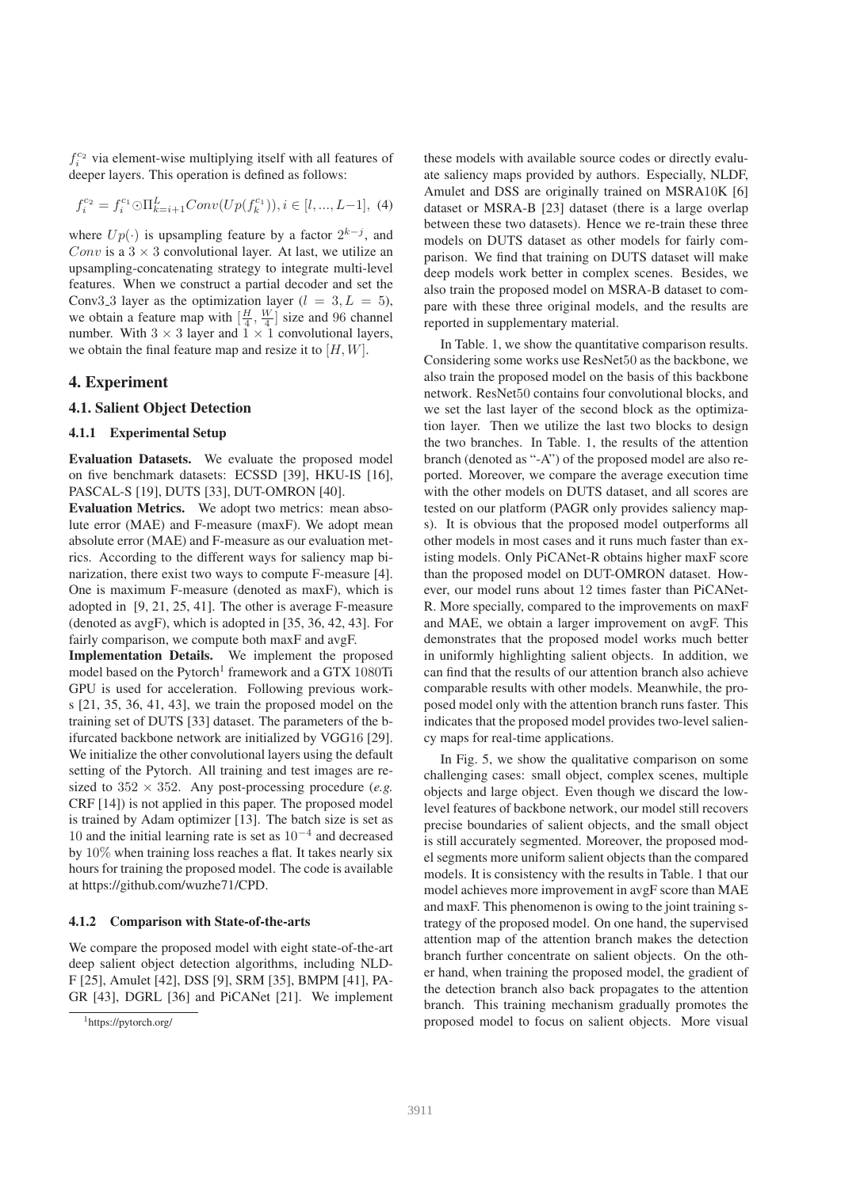$f_i^{c_2}$ via element-wise multiplying itself with all features of deeper layers. This operation is defined as follows:

$$f_i^{c_2} = f_i^{c_1} \odot \Pi_{k=i+1}^{L} Conv(Up(f_k^{c_1})), i \in [l, ..., L-1], \quad (4)$$

where $Up(\cdot)$ is upsampling feature by a factor $2^{k-j}$, and $Conv$ is a $3 \times 3$ convolutional layer. At last, we utilize an upsampling-concatenating strategy to integrate multi-level features. When we construct a partial decoder and set the Conv3_3 layer as the optimization layer ($l = 3, L = 5$), we obtain a feature map with $[\frac{H}{4}, \frac{W}{4}]$ size and 96 channel number. With $3 \times 3$ layer and $1 \times 1$ convolutional layers, we obtain the final feature map and resize it to $[H, W]$.

# 4. Experiment

## 4.1. Salient Object Detection

### 4.1.1 Experimental Setup

**Evaluation Datasets.** We evaluate the proposed model on five benchmark datasets: ECSSD [39], HKU-IS [16], PASCAL-S [19], DUTS [33], DUT-OMRON [40].

**Evaluation Metrics.** We adopt two metrics: mean absolute error (MAE) and F-measure (maxF). We adopt mean absolute error (MAE) and F-measure as our evaluation metrics. According to the different ways for saliency map binarization, there exist two ways to compute F-measure [4]. One is maximum F-measure (denoted as maxF), which is adopted in [9, 21, 25, 41]. The other is average F-measure (denoted as avgF), which is adopted in [35, 36, 42, 43]. For fairly comparison, we compute both maxF and avgF.

**Implementation Details.** We implement the proposed model based on the Pytorch[1] framework and a GTX 1080Ti GPU is used for acceleration. Following previous works [21, 35, 36, 41, 43], we train the proposed model on the training set of DUTS [33] dataset. The parameters of the bifurcated backbone network are initialized by VGG16 [29]. We initialize the other convolutional layers using the default setting of the Pytorch. All training and test images are resized to $352 \times 352$. Any post-processing procedure (*e.g.* CRF [14]) is not applied in this paper. The proposed model is trained by Adam optimizer [13]. The batch size is set as 10 and the initial learning rate is set as $10^{-4}$ and decreased by 10% when training loss reaches a flat. It takes nearly six hours for training the proposed model. The code is available at https://github.com/wuzhe71/CPD.

### 4.1.2 Comparison with State-of-the-arts

We compare the proposed model with eight state-of-the-art deep salient object detection algorithms, including NLDF [25], Amulet [42], DSS [9], SRM [35], BMPM [41], PAGR [43], DGRL [36] and PiCANet [21]. We implement these models with available source codes or directly evaluate saliency maps provided by authors. Especially, NLDF, Amulet and DSS are originally trained on MSRA10K [6] dataset or MSRA-B [23] dataset (there is a large overlap between these two datasets). Hence we re-train these three models on DUTS dataset as other models for fairly comparison. We find that training on DUTS dataset will make deep models work better in complex scenes. Besides, we also train the proposed model on MSRA-B dataset to compare with these three original models, and the results are reported in supplementary material.

In Table. 1, we show the quantitative comparison results. Considering some works use ResNet50 as the backbone, we also train the proposed model on the basis of this backbone network. ResNet50 contains four convolutional blocks, and we set the last layer of the second block as the optimization layer. Then we utilize the last two blocks to design the two branches. In Table. 1, the results of the attention branch (denoted as "-A") of the proposed model are also reported. Moreover, we compare the average execution time with the other models on DUTS dataset, and all scores are tested on our platform (PAGR only provides saliency maps). It is obvious that the proposed model outperforms all other models in most cases and it runs much faster than existing models. Only PiCANet-R obtains higher maxF score than the proposed model on DUT-OMRON dataset. However, our model runs about 12 times faster than PiCANet-R. More specially, compared to the improvements on maxF and MAE, we obtain a larger improvement on avgF. This demonstrates that the proposed model works much better in uniformly highlighting salient objects. In addition, we can find that the results of our attention branch also achieve comparable results with other models. Meanwhile, the proposed model only with the attention branch runs faster. This indicates that the proposed model provides two-level saliency maps for real-time applications.

In Fig. 5, we show the qualitative comparison on some challenging cases: small object, complex scenes, multiple objects and large object. Even though we discard the low-level features of backbone network, our model still recovers precise boundaries of salient objects, and the small object is still accurately segmented. Moreover, the proposed model segments more uniform salient objects than the compared models. It is consistency with the results in Table. 1 that our model achieves more improvement in avgF score than MAE and maxF. This phenomenon is owing to the joint training strategy of the proposed model. On one hand, the supervised attention map of the attention branch makes the detection branch further concentrate on salient objects. On the other hand, when training the proposed model, the gradient of the detection branch also back propagates to the attention branch. This training mechanism gradually promotes the proposed model to focus on salient objects. More visual

[1] https://pytorch.org/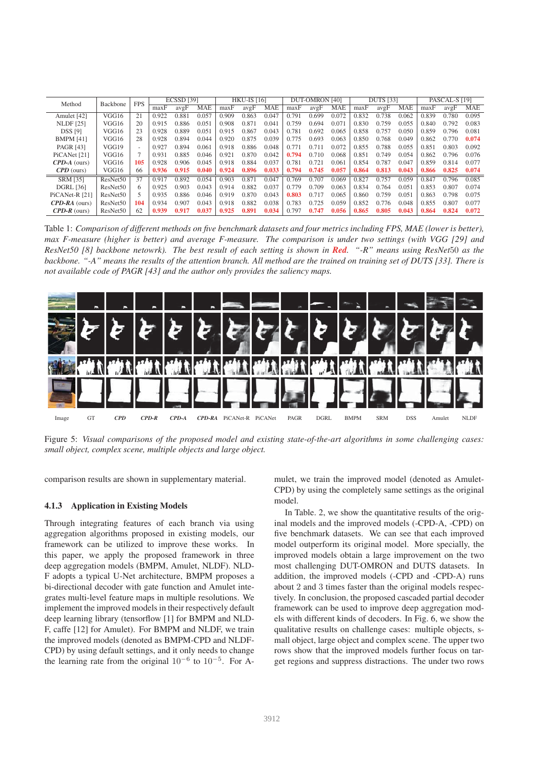| Method | Backbone | FPS | ECSSD [39] | | | HKU-IS [16] | | | DUT-OMRON [40] | | | DUTS [33] | | | PASCAL-S [19] | | |
|---|---|---|---|---|---|---|---|---|---|---|---|---|---|---|---|---|---|
| | | | maxF | avgF | MAE | maxF | avgF | MAE | maxF | avgF | MAE | maxF | avgF | MAE | maxF | avgF | MAE |
| Amulet [42] | VGG16 | 21 | 0.922 | 0.881 | 0.057 | 0.909 | 0.863 | 0.047 | 0.791 | 0.699 | 0.072 | 0.832 | 0.738 | 0.062 | 0.839 | 0.780 | 0.095 |
| NLDF [25] | VGG16 | 20 | 0.915 | 0.886 | 0.051 | 0.908 | 0.871 | 0.041 | 0.759 | 0.694 | 0.071 | 0.830 | 0.759 | 0.055 | 0.840 | 0.792 | 0.083 |
| DSS [9] | VGG16 | 23 | 0.928 | 0.889 | 0.051 | 0.915 | 0.867 | 0.043 | 0.781 | 0.692 | 0.065 | 0.858 | 0.757 | 0.050 | 0.859 | 0.796 | 0.081 |
| BMPM [41] | VGG16 | 28 | 0.928 | 0.894 | 0.044 | 0.920 | 0.875 | 0.039 | 0.775 | 0.693 | 0.063 | 0.850 | 0.768 | 0.049 | 0.862 | 0.770 | **0.074** |
| PAGR [43] | VGG19 | - | 0.927 | 0.894 | 0.061 | 0.918 | 0.886 | 0.048 | 0.771 | 0.711 | 0.072 | 0.855 | 0.788 | 0.055 | 0.851 | 0.803 | 0.092 |
| PiCANet [21] | VGG16 | 7 | 0.931 | 0.885 | 0.046 | 0.921 | 0.870 | 0.042 | **0.794** | 0.710 | 0.068 | 0.851 | 0.749 | 0.054 | 0.862 | 0.796 | 0.076 |
| ***CPD-A*** (ours) | VGG16 | **105** | 0.928 | 0.906 | 0.045 | 0.918 | 0.884 | 0.037 | 0.781 | 0.721 | 0.061 | 0.854 | 0.787 | 0.047 | 0.859 | 0.814 | 0.077 |
| ***CPD*** (ours) | VGG16 | 66 | **0.936** | **0.915** | **0.040** | **0.924** | **0.896** | **0.033** | **0.794** | **0.745** | **0.057** | **0.864** | **0.813** | **0.043** | **0.866** | **0.825** | **0.074** |
| SRM [35] | ResNet50 | 37 | 0.917 | 0.892 | 0.054 | 0.903 | 0.871 | 0.047 | 0.769 | 0.707 | 0.069 | 0.827 | 0.757 | 0.059 | 0.847 | 0.796 | 0.085 |
| DGRL [36] | ResNet50 | 6 | 0.925 | 0.903 | 0.043 | 0.914 | 0.882 | 0.037 | 0.779 | 0.709 | 0.063 | 0.834 | 0.764 | 0.051 | 0.853 | 0.807 | 0.074 |
| PiCANet-R [21] | ResNet50 | 5 | 0.935 | 0.886 | 0.046 | 0.919 | 0.870 | 0.043 | **0.803** | 0.717 | 0.065 | 0.860 | 0.759 | 0.051 | 0.863 | 0.798 | 0.075 |
| ***CPD-RA*** (ours) | ResNet50 | **104** | 0.934 | 0.907 | 0.043 | 0.918 | 0.882 | 0.038 | 0.783 | 0.725 | 0.059 | 0.852 | 0.776 | 0.048 | 0.855 | 0.807 | 0.077 |
| ***CPD-R*** (ours) | ResNet50 | 62 | **0.939** | **0.917** | **0.037** | **0.925** | **0.891** | **0.034** | 0.797 | **0.747** | **0.056** | **0.865** | **0.805** | **0.043** | **0.864** | **0.824** | **0.072** |

Table 1: *Comparison of different methods on five benchmark datasets and four metrics including FPS, MAE (lower is better), max F-measure (higher is better) and average F-measure. The comparison is under two settings (with VGG [29] and ResNet50 [8] backbone netowrk). The best result of each setting is shown in* ***Red***. *"-R" means using ResNet50 as the backbone. "-A" means the results of the attention branch. All method are the trained on training set of DUTS [33]. There is not available code of PAGR [43] and the author only provides the saliency maps.*

Image GT ***CPD*** ***CPD-R*** ***CPD-A*** ***CPD-RA*** PiCANet-R PiCANet PAGR DGRL BMPM SRM DSS Amulet NLDF

Figure 5: *Visual comparisons of the proposed model and existing state-of-the-art algorithms in some challenging cases: small object, complex scene, multiple objects and large object.*

comparison results are shown in supplementary material.

### 4.1.3 Application in Existing Models

Through integrating features of each branch via using aggregation algorithms proposed in existing models, our framework can be utilized to improve these works. In this paper, we apply the proposed framework in three deep aggregation models (BMPM, Amulet, NLDF). NLDF adopts a typical U-Net architecture, BMPM proposes a bi-directional decoder with gate function and Amulet integrates multi-level feature maps in multiple resolutions. We implement the improved models in their respectively default deep learning library (tensorflow [1] for BMPM and NLDF, caffe [12] for Amulet). For BMPM and NLDF, we train the improved models (denoted as BMPM-CPD and NLDF-CPD) by using default settings, and it only needs to change the learning rate from the original $10^{-6}$ to $10^{-5}$. For Amulet, we train the improved model (denoted as Amulet-CPD) by using the completely same settings as the original model.

In Table. 2, we show the quantitative results of the original models and the improved models (-CPD-A, -CPD) on five benchmark datasets. We can see that each improved model outperform its original model. More specially, the improved models obtain a large improvement on the two most challenging DUT-OMRON and DUTS datasets. In addition, the improved models (-CPD and -CPD-A) runs about 2 and 3 times faster than the original models respectively. In conclusion, the proposed cascaded partial decoder framework can be used to improve deep aggregation models with different kinds of decoders. In Fig. 6, we show the qualitative results on challenge cases: multiple objects, small object, large object and complex scene. The upper two rows show that the improved models further focus on target regions and suppress distractions. The under two rows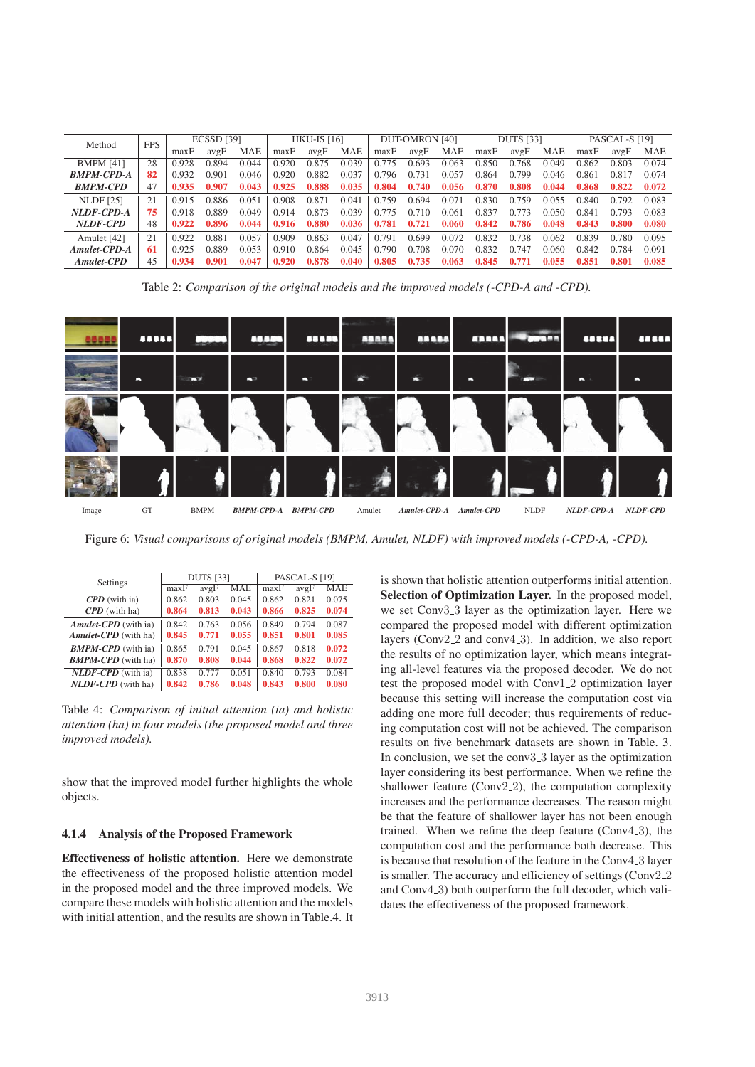| Method | FPS | ECSSD [39] | | | HKU-IS [16] | | | DUT-OMRON [40] | | | DUTS [33] | | | PASCAL-S [19] | | |
|---|---|---|---|---|---|---|---|---|---|---|---|---|---|---|---|---|
| | | maxF | avgF | MAE | maxF | avgF | MAE | maxF | avgF | MAE | maxF | avgF | MAE | maxF | avgF | MAE |
| BMPM [41] | 28 | 0.928 | 0.894 | 0.044 | 0.920 | 0.875 | 0.039 | 0.775 | 0.693 | 0.063 | 0.850 | 0.768 | 0.049 | 0.862 | 0.803 | 0.074 |
| ***BMPM-CPD-A*** | **82** | 0.932 | 0.901 | 0.046 | 0.920 | 0.882 | 0.037 | 0.796 | 0.731 | 0.057 | 0.864 | 0.799 | 0.046 | 0.861 | 0.817 | 0.074 |
| ***BMPM-CPD*** | 47 | **0.935** | **0.907** | **0.043** | **0.925** | **0.888** | **0.035** | **0.804** | **0.740** | **0.056** | **0.870** | **0.808** | **0.044** | **0.868** | **0.822** | **0.072** |
| NLDF [25] | 21 | 0.915 | 0.886 | 0.051 | 0.908 | 0.871 | 0.041 | 0.759 | 0.694 | 0.071 | 0.830 | 0.759 | 0.055 | 0.840 | 0.792 | 0.083 |
| ***NLDF-CPD-A*** | **75** | 0.918 | 0.889 | 0.049 | 0.914 | 0.873 | 0.039 | 0.775 | 0.710 | 0.061 | 0.837 | 0.773 | 0.050 | 0.841 | 0.793 | 0.083 |
| ***NLDF-CPD*** | 48 | **0.922** | **0.896** | **0.044** | **0.916** | **0.880** | **0.036** | **0.781** | **0.721** | **0.060** | **0.842** | **0.786** | **0.048** | **0.843** | **0.800** | **0.080** |
| Amulet [42] | 21 | 0.922 | 0.881 | 0.057 | 0.909 | 0.863 | 0.047 | 0.791 | 0.699 | 0.072 | 0.832 | 0.738 | 0.062 | 0.839 | 0.780 | 0.095 |
| ***Amulet-CPD-A*** | **61** | 0.925 | 0.889 | 0.053 | 0.910 | 0.864 | 0.045 | 0.790 | 0.708 | 0.070 | 0.832 | 0.747 | 0.060 | 0.842 | 0.784 | 0.091 |
| ***Amulet-CPD*** | 45 | **0.934** | **0.901** | **0.047** | **0.920** | **0.878** | **0.040** | **0.805** | **0.735** | **0.063** | **0.845** | **0.771** | **0.055** | **0.851** | **0.801** | **0.085** |

Table 2: *Comparison of the original models and the improved models (-CPD-A and -CPD).*

Image GT BMPM ***BMPM-CPD-A*** ***BMPM-CPD*** Amulet ***Amulet-CPD-A*** ***Amulet-CPD*** NLDF ***NLDF-CPD-A*** ***NLDF-CPD***

Figure 6: *Visual comparisons of original models (BMPM, Amulet, NLDF) with improved models (-CPD-A, -CPD).*

| Settings | DUTS [33] | | | PASCAL-S [19] | | |
|---|---|---|---|---|---|---|
| | maxF | avgF | MAE | maxF | avgF | MAE |
| ***CPD*** (with ia) | 0.862 | 0.803 | 0.045 | 0.862 | 0.821 | 0.075 |
| ***CPD*** (with ha) | **0.864** | **0.813** | **0.043** | **0.866** | **0.825** | **0.074** |
| ***Amulet-CPD*** (with ia) | 0.842 | 0.763 | 0.056 | 0.849 | 0.794 | 0.087 |
| ***Amulet-CPD*** (with ha) | **0.845** | **0.771** | **0.055** | **0.851** | **0.801** | **0.085** |
| ***BMPM-CPD*** (with ia) | 0.865 | 0.791 | 0.045 | 0.867 | 0.818 | **0.072** |
| ***BMPM-CPD*** (with ha) | **0.870** | **0.808** | **0.044** | **0.868** | **0.822** | **0.072** |
| ***NLDF-CPD*** (with ia) | 0.838 | 0.777 | 0.051 | 0.840 | 0.793 | 0.084 |
| ***NLDF-CPD*** (with ha) | **0.842** | **0.786** | **0.048** | **0.843** | **0.800** | **0.080** |

Table 4: *Comparison of initial attention (ia) and holistic attention (ha) in four models (the proposed model and three improved models).*

show that the improved model further highlights the whole objects.

#### 4.1.4 Analysis of the Proposed Framework

**Effectiveness of holistic attention.** Here we demonstrate the effectiveness of the proposed holistic attention model in the proposed model and the three improved models. We compare these models with holistic attention and the models with initial attention, and the results are shown in Table.4. It is shown that holistic attention outperforms initial attention.

**Selection of Optimization Layer.** In the proposed model, we set Conv3_3 layer as the optimization layer. Here we compared the proposed model with different optimization layers (Conv2_2 and conv4_3). In addition, we also report the results of no optimization layer, which means integrating all-level features via the proposed decoder. We do not test the proposed model with Conv1_2 optimization layer because this setting will increase the computation cost via adding one more full decoder; thus requirements of reducing computation cost will not be achieved. The comparison results on five benchmark datasets are shown in Table. 3. In conclusion, we set the conv3_3 layer as the optimization layer considering its best performance. When we refine the shallower feature (Conv2_2), the computation complexity increases and the performance decreases. The reason might be that the feature of shallower layer has not been enough trained. When we refine the deep feature (Conv4_3), the computation cost and the performance both decrease. This is because that resolution of the feature in the Conv4_3 layer is smaller. The accuracy and efficiency of settings (Conv2_2 and Conv4_3) both outperform the full decoder, which validates the effectiveness of the proposed framework.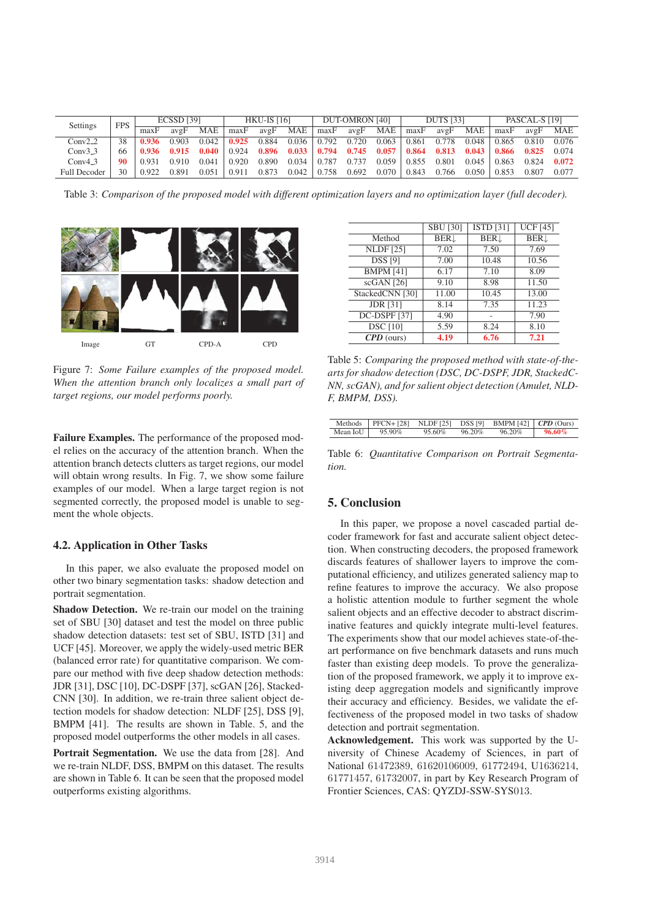| Settings | FPS | ECSSD [39] | | | HKU-IS [16] | | | DUT-OMRON [40] | | | DUTS [33] | | | PASCAL-S [19] | | |
|---|---|---|---|---|---|---|---|---|---|---|---|---|---|---|---|---|
| | | maxF | avgF | MAE | maxF | avgF | MAE | maxF | avgF | MAE | maxF | avgF | MAE | maxF | avgF | MAE |
| Conv2_2 | 38 | **0.936** | 0.903 | 0.042 | **0.925** | 0.884 | 0.036 | 0.792 | 0.720 | 0.063 | 0.861 | 0.778 | 0.048 | 0.865 | 0.810 | 0.076 |
| Conv3_3 | 66 | **0.936** | **0.915** | **0.040** | 0.924 | **0.896** | **0.033** | **0.794** | **0.745** | **0.057** | **0.864** | **0.813** | **0.043** | **0.866** | **0.825** | 0.074 |
| Conv4_3 | **90** | 0.931 | 0.910 | 0.041 | 0.920 | 0.890 | 0.034 | 0.787 | 0.737 | 0.059 | 0.855 | 0.801 | 0.045 | 0.863 | 0.824 | **0.072** |
| Full Decoder | 30 | 0.922 | 0.891 | 0.051 | 0.911 | 0.873 | 0.042 | 0.758 | 0.692 | 0.070 | 0.843 | 0.766 | 0.050 | 0.853 | 0.807 | 0.077 |

Table 3: *Comparison of the proposed model with different optimization layers and no optimization layer (full decoder).*

Image GT CPD-A CPD

Figure 7: *Some Failure examples of the proposed model. When the attention branch only localizes a small part of target regions, our model performs poorly.*

**Failure Examples.** The performance of the proposed model relies on the accuracy of the attention branch. When the attention branch detects clutters as target regions, our model will obtain wrong results. In Fig. 7, we show some failure examples of our model. When a large target region is not segmented correctly, the proposed model is unable to segment the whole objects.

### 4.2. Application in Other Tasks

In this paper, we also evaluate the proposed model on other two binary segmentation tasks: shadow detection and portrait segmentation.

**Shadow Detection.** We re-train our model on the training set of SBU [30] dataset and test the model on three public shadow detection datasets: test set of SBU, ISTD [31] and UCF [45]. Moreover, we apply the widely-used metric BER (balanced error rate) for quantitative comparison. We compare our method with five deep shadow detection methods: JDR [31], DSC [10], DC-DSPF [37], scGAN [26], StackedCNN [30]. In addition, we re-train three salient object detection models for shadow detection: NLDF [25], DSS [9], BMPM [41]. The results are shown in Table. 5, and the proposed model outperforms the other models in all cases.

**Portrait Segmentation.** We use the data from [28]. And we re-train NLDF, DSS, BMPM on this dataset. The results are shown in Table 6. It can be seen that the proposed model outperforms existing algorithms.

| | SBU [30] | ISTD [31] | UCF [45] |
|---|---|---|---|
| Method | BER↓ | BER↓ | BER↓ |
| NLDF [25] | 7.02 | 7.50 | 7.69 |
| DSS [9] | 7.00 | 10.48 | 10.56 |
| BMPM [41] | 6.17 | 7.10 | 8.09 |
| scGAN [26] | 9.10 | 8.98 | 11.50 |
| StackedCNN [30] | 11.00 | 10.45 | 13.00 |
| JDR [31] | 8.14 | 7.35 | 11.23 |
| DC-DSPF [37] | 4.90 | - | 7.90 |
| DSC [10] | 5.59 | 8.24 | 8.10 |
| ***CPD*** (ours) | **4.19** | **6.76** | **7.21** |

Table 5: *Comparing the proposed method with state-of-the-arts for shadow detection (DSC, DC-DSPF, JDR, StackedCNN, scGAN), and for salient object detection (Amulet, NLDF, BMPM, DSS).*

| Methods | PFCN+ [28] | NLDF [25] | DSS [9] | BMPM [42] | *CPD* (Ours) |
|---|---|---|---|---|---|
| Mean IoU | 95.90% | 95.60% | 96.20% | 96.20% | **96.60%** |

Table 6: *Quantitative Comparison on Portrait Segmentation.*

## 5. Conclusion

In this paper, we propose a novel cascaded partial decoder framework for fast and accurate salient object detection. When constructing decoders, the proposed framework discards features of shallower layers to improve the computational efficiency, and utilizes generated saliency map to refine features to improve the accuracy. We also propose a holistic attention module to further segment the whole salient objects and an effective decoder to abstract discriminative features and quickly integrate multi-level features. The experiments show that our model achieves state-of-the-art performance on five benchmark datasets and runs much faster than existing deep models. To prove the generalization of the proposed framework, we apply it to improve existing deep aggregation models and significantly improve their accuracy and efficiency. Besides, we validate the effectiveness of the proposed model in two tasks of shadow detection and portrait segmentation.

**Acknowledgement.** This work was supported by the University of Chinese Academy of Sciences, in part of National 61472389, 61620106009, 61772494, U1636214, 61771457, 61732007, in part by Key Research Program of Frontier Sciences, CAS: QYZDJ-SSW-SYS013.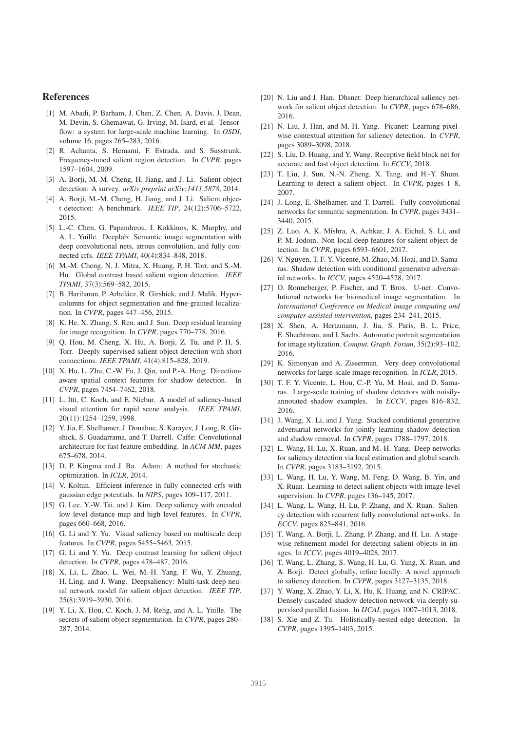## References

[1] M. Abadi, P. Barham, J. Chen, Z. Chen, A. Davis, J. Dean, M. Devin, S. Ghemawat, G. Irving, M. Isard, et al. Tensorflow: a system for large-scale machine learning. In *OSDI*, volume 16, pages 265–283, 2016.

[2] R. Achanta, S. Hemami, F. Estrada, and S. Susstrunk. Frequency-tuned salient region detection. In *CVPR*, pages 1597–1604, 2009.

[3] A. Borji, M.-M. Cheng, H. Jiang, and J. Li. Salient object detection: A survey. *arXiv preprint arXiv:1411.5878*, 2014.

[4] A. Borji, M.-M. Cheng, H. Jiang, and J. Li. Salient object detection: A benchmark. *IEEE TIP*, 24(12):5706–5722, 2015.

[5] L.-C. Chen, G. Papandreou, I. Kokkinos, K. Murphy, and A. L. Yuille. Deeplab: Semantic image segmentation with deep convolutional nets, atrous convolution, and fully connected crfs. *IEEE TPAMI*, 40(4):834–848, 2018.

[6] M.-M. Cheng, N. J. Mitra, X. Huang, P. H. Torr, and S.-M. Hu. Global contrast based salient region detection. *IEEE TPAMI*, 37(3):569–582, 2015.

[7] B. Hariharan, P. Arbeláez, R. Girshick, and J. Malik. Hypercolumns for object segmentation and fine-grained localization. In *CVPR*, pages 447–456, 2015.

[8] K. He, X. Zhang, S. Ren, and J. Sun. Deep residual learning for image recognition. In *CVPR*, pages 770–778, 2016.

[9] Q. Hou, M. Cheng, X. Hu, A. Borji, Z. Tu, and P. H. S. Torr. Deeply supervised salient object detection with short connections. *IEEE TPAMI*, 41(4):815–828, 2019.

[10] X. Hu, L. Zhu, C.-W. Fu, J. Qin, and P.-A. Heng. Direction-aware spatial context features for shadow detection. In *CVPR*, pages 7454–7462, 2018.

[11] L. Itti, C. Koch, and E. Niebur. A model of saliency-based visual attention for rapid scene analysis. *IEEE TPAMI*, 20(11):1254–1259, 1998.

[12] Y. Jia, E. Shelhamer, J. Donahue, S. Karayev, J. Long, R. Girshick, S. Guadarrama, and T. Darrell. Caffe: Convolutional architecture for fast feature embedding. In *ACM MM*, pages 675–678, 2014.

[13] D. P. Kingma and J. Ba. Adam: A method for stochastic optimization. In *ICLR*, 2014.

[14] V. Koltun. Efficient inference in fully connected crfs with gaussian edge potentials. In *NIPS*, pages 109–117, 2011.

[15] G. Lee, Y.-W. Tai, and J. Kim. Deep saliency with encoded low level distance map and high level features. In *CVPR*, pages 660–668, 2016.

[16] G. Li and Y. Yu. Visual saliency based on multiscale deep features. In *CVPR*, pages 5455–5463, 2015.

[17] G. Li and Y. Yu. Deep contrast learning for salient object detection. In *CVPR*, pages 478–487, 2016.

[18] X. Li, L. Zhao, L. Wei, M.-H. Yang, F. Wu, Y. Zhuang, H. Ling, and J. Wang. Deepsaliency: Multi-task deep neural network model for salient object detection. *IEEE TIP*, 25(8):3919–3930, 2016.

[19] Y. Li, X. Hou, C. Koch, J. M. Rehg, and A. L. Yuille. The secrets of salient object segmentation. In *CVPR*, pages 280–287, 2014.

[20] N. Liu and J. Han. Dhsnet: Deep hierarchical saliency network for salient object detection. In *CVPR*, pages 678–686, 2016.

[21] N. Liu, J. Han, and M.-H. Yang. Picanet: Learning pixel-wise contextual attention for saliency detection. In *CVPR*, pages 3089–3098, 2018.

[22] S. Liu, D. Huang, and Y. Wang. Receptive field block net for accurate and fast object detection. In *ECCV*, 2018.

[23] T. Liu, J. Sun, N.-N. Zheng, X. Tang, and H.-Y. Shum. Learning to detect a salient object. In *CVPR*, pages 1–8, 2007.

[24] J. Long, E. Shelhamer, and T. Darrell. Fully convolutional networks for semantic segmentation. In *CVPR*, pages 3431–3440, 2015.

[25] Z. Luo, A. K. Mishra, A. Achkar, J. A. Eichel, S. Li, and P.-M. Jodoin. Non-local deep features for salient object detection. In *CVPR*, pages 6593–6601, 2017.

[26] V. Nguyen, T. F. Y. Vicente, M. Zhao, M. Hoai, and D. Samaras. Shadow detection with conditional generative adversarial networks. In *ICCV*, pages 4520–4528, 2017.

[27] O. Ronneberger, P. Fischer, and T. Brox. U-net: Convolutional networks for biomedical image segmentation. In *International Conference on Medical image computing and computer-assisted intervention*, pages 234–241, 2015.

[28] X. Shen, A. Hertzmann, J. Jia, S. Paris, B. L. Price, E. Shechtman, and I. Sachs. Automatic portrait segmentation for image stylization. *Comput. Graph. Forum*, 35(2):93–102, 2016.

[29] K. Simonyan and A. Zisserman. Very deep convolutional networks for large-scale image recognition. In *ICLR*, 2015.

[30] T. F. Y. Vicente, L. Hou, C.-P. Yu, M. Hoai, and D. Samaras. Large-scale training of shadow detectors with noisily-annotated shadow examples. In *ECCV*, pages 816–832, 2016.

[31] J. Wang, X. Li, and J. Yang. Stacked conditional generative adversarial networks for jointly learning shadow detection and shadow removal. In *CVPR*, pages 1788–1797, 2018.

[32] L. Wang, H. Lu, X. Ruan, and M.-H. Yang. Deep networks for saliency detection via local estimation and global search. In *CVPR*, pages 3183–3192, 2015.

[33] L. Wang, H. Lu, Y. Wang, M. Feng, D. Wang, B. Yin, and X. Ruan. Learning to detect salient objects with image-level supervision. In *CVPR*, pages 136–145, 2017.

[34] L. Wang, L. Wang, H. Lu, P. Zhang, and X. Ruan. Saliency detection with recurrent fully convolutional networks. In *ECCV*, pages 825–841, 2016.

[35] T. Wang, A. Borji, L. Zhang, P. Zhang, and H. Lu. A stagewise refinement model for detecting salient objects in images. In *ICCV*, pages 4019–4028, 2017.

[36] T. Wang, L. Zhang, S. Wang, H. Lu, G. Yang, X. Ruan, and A. Borji. Detect globally, refine locally: A novel approach to saliency detection. In *CVPR*, pages 3127–3135, 2018.

[37] Y. Wang, X. Zhao, Y. Li, X. Hu, K. Huang, and N. CRIPAC. Densely cascaded shadow detection network via deeply supervised parallel fusion. In *IJCAI*, pages 1007–1013, 2018.

[38] S. Xie and Z. Tu. Holistically-nested edge detection. In *CVPR*, pages 1395–1403, 2015.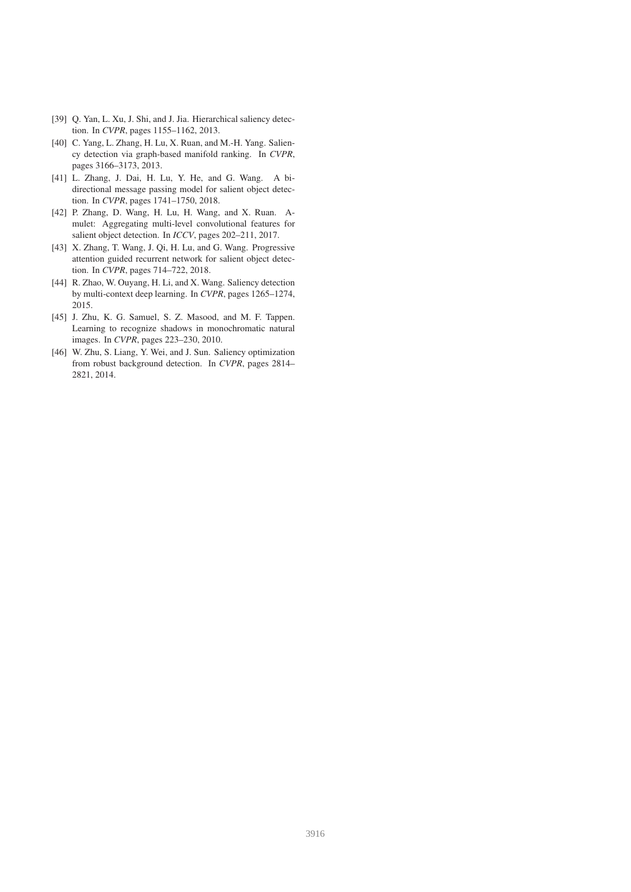[39] Q. Yan, L. Xu, J. Shi, and J. Jia. Hierarchical saliency detection. In *CVPR*, pages 1155–1162, 2013.

[40] C. Yang, L. Zhang, H. Lu, X. Ruan, and M.-H. Yang. Saliency detection via graph-based manifold ranking. In *CVPR*, pages 3166–3173, 2013.

[41] L. Zhang, J. Dai, H. Lu, Y. He, and G. Wang. A bi-directional message passing model for salient object detection. In *CVPR*, pages 1741–1750, 2018.

[42] P. Zhang, D. Wang, H. Lu, H. Wang, and X. Ruan. Amulet: Aggregating multi-level convolutional features for salient object detection. In *ICCV*, pages 202–211, 2017.

[43] X. Zhang, T. Wang, J. Qi, H. Lu, and G. Wang. Progressive attention guided recurrent network for salient object detection. In *CVPR*, pages 714–722, 2018.

[44] R. Zhao, W. Ouyang, H. Li, and X. Wang. Saliency detection by multi-context deep learning. In *CVPR*, pages 1265–1274, 2015.

[45] J. Zhu, K. G. Samuel, S. Z. Masood, and M. F. Tappen. Learning to recognize shadows in monochromatic natural images. In *CVPR*, pages 223–230, 2010.

[46] W. Zhu, S. Liang, Y. Wei, and J. Sun. Saliency optimization from robust background detection. In *CVPR*, pages 2814–2821, 2014.